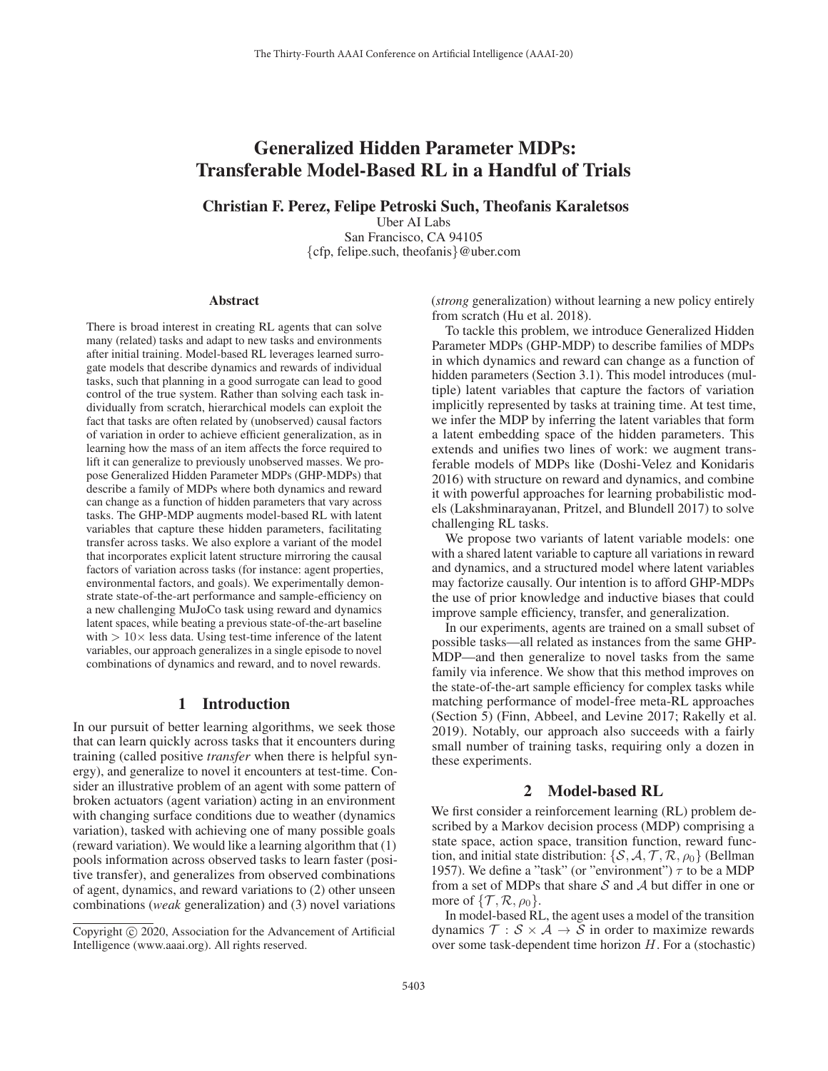# Generalized Hidden Parameter MDPs: Transferable Model-Based RL in a Handful of Trials

**Christian F. Perez, Felipe Petroski Such, Theofanis Karaletsos**

Uber AI Labs
San Francisco, CA 94105
{cfp, felipe.such, theofanis}@uber.com

## Abstract

There is broad interest in creating RL agents that can solve many (related) tasks and adapt to new tasks and environments after initial training. Model-based RL leverages learned surrogate models that describe dynamics and rewards of individual tasks, such that planning in a good surrogate can lead to good control of the true system. Rather than solving each task individually from scratch, hierarchical models can exploit the fact that tasks are often related by (unobserved) causal factors of variation in order to achieve efficient generalization, as in learning how the mass of an item affects the force required to lift it can generalize to previously unobserved masses. We propose Generalized Hidden Parameter MDPs (GHP-MDPs) that describe a family of MDPs where both dynamics and reward can change as a function of hidden parameters that vary across tasks. The GHP-MDP augments model-based RL with latent variables that capture these hidden parameters, facilitating transfer across tasks. We also explore a variant of the model that incorporates explicit latent structure mirroring the causal factors of variation across tasks (for instance: agent properties, environmental factors, and goals). We experimentally demonstrate state-of-the-art performance and sample-efficiency on a new challenging MuJoCo task using reward and dynamics latent spaces, while beating a previous state-of-the-art baseline with $> 10\times$ less data. Using test-time inference of the latent variables, our approach generalizes in a single episode to novel combinations of dynamics and reward, and to novel rewards.

## 1 Introduction

In our pursuit of better learning algorithms, we seek those that can learn quickly across tasks that it encounters during training (called positive *transfer* when there is helpful synergy), and generalize to novel it encounters at test-time. Consider an illustrative problem of an agent with some pattern of broken actuators (agent variation) acting in an environment with changing surface conditions due to weather (dynamics variation), tasked with achieving one of many possible goals (reward variation). We would like a learning algorithm that (1) pools information across observed tasks to learn faster (positive transfer), and generalizes from observed combinations of agent, dynamics, and reward variations to (2) other unseen combinations (*weak* generalization) and (3) novel variations (*strong* generalization) without learning a new policy entirely from scratch (Hu et al. 2018).

To tackle this problem, we introduce Generalized Hidden Parameter MDPs (GHP-MDP) to describe families of MDPs in which dynamics and reward can change as a function of hidden parameters (Section 3.1). This model introduces (multiple) latent variables that capture the factors of variation implicitly represented by tasks at training time. At test time, we infer the MDP by inferring the latent variables that form a latent embedding space of the hidden parameters. This extends and unifies two lines of work: we augment transferable models of MDPs like (Doshi-Velez and Konidaris 2016) with structure on reward and dynamics, and combine it with powerful approaches for learning probabilistic models (Lakshminarayanan, Pritzel, and Blundell 2017) to solve challenging RL tasks.

We propose two variants of latent variable models: one with a shared latent variable to capture all variations in reward and dynamics, and a structured model where latent variables may factorize causally. Our intention is to afford GHP-MDPs the use of prior knowledge and inductive biases that could improve sample efficiency, transfer, and generalization.

In our experiments, agents are trained on a small subset of possible tasks—all related as instances from the same GHP-MDP—and then generalize to novel tasks from the same family via inference. We show that this method improves on the state-of-the-art sample efficiency for complex tasks while matching performance of model-free meta-RL approaches (Section 5) (Finn, Abbeel, and Levine 2017; Rakelly et al. 2019). Notably, our approach also succeeds with a fairly small number of training tasks, requiring only a dozen in these experiments.

## 2 Model-based RL

We first consider a reinforcement learning (RL) problem described by a Markov decision process (MDP) comprising a state space, action space, transition function, reward function, and initial state distribution: $\{\mathcal{S}, \mathcal{A}, \mathcal{T}, \mathcal{R}, \rho_0\}$ (Bellman 1957). We define a "task" (or "environment") $\tau$ to be a MDP from a set of MDPs that share $\mathcal{S}$ and $\mathcal{A}$ but differ in one or more of $\{\mathcal{T}, \mathcal{R}, \rho_0\}$.

In model-based RL, the agent uses a model of the transition dynamics $\mathcal{T} : \mathcal{S} \times \mathcal{A} \to \mathcal{S}$ in order to maximize rewards over some task-dependent time horizon $H$. For a (stochastic)

Copyright © 2020, Association for the Advancement of Artificial Intelligence (www.aaai.org). All rights reserved.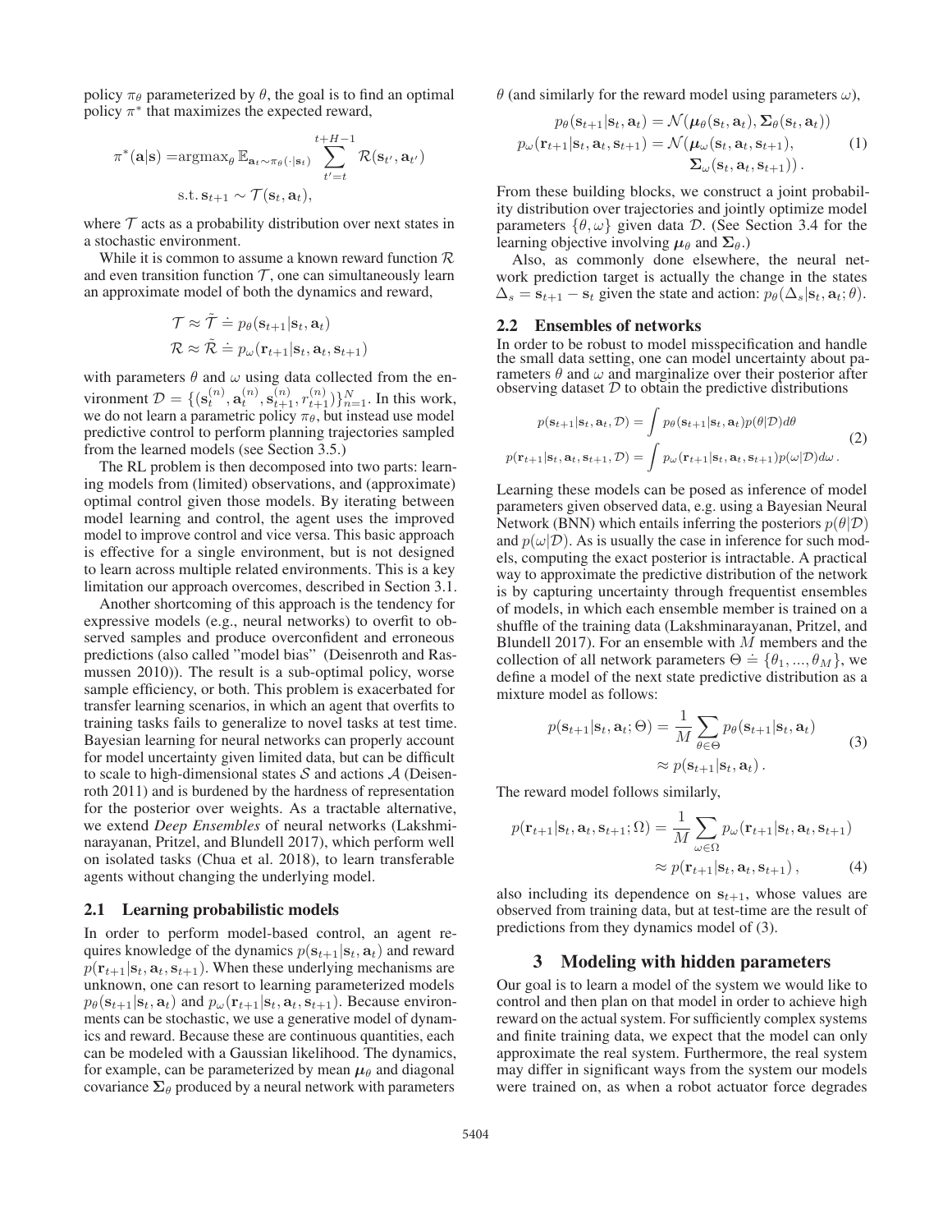policy $\pi_\theta$ parameterized by $\theta$, the goal is to find an optimal policy $\pi^*$ that maximizes the expected reward,

$$\pi^*(\mathbf{a}|\mathbf{s}) = \text{argmax}_\theta \, \mathbb{E}_{\mathbf{a}_t \sim \pi_\theta(\cdot|\mathbf{s}_t)} \sum_{t'=t}^{t+H-1} \mathcal{R}(\mathbf{s}_{t'}, \mathbf{a}_{t'})$$
$$\text{s.t.}\, \mathbf{s}_{t+1} \sim \mathcal{T}(\mathbf{s}_t, \mathbf{a}_t),$$

where $\mathcal{T}$ acts as a probability distribution over next states in a stochastic environment.

While it is common to assume a known reward function $\mathcal{R}$ and even transition function $\mathcal{T}$, one can simultaneously learn an approximate model of both the dynamics and reward,

$$\mathcal{T} \approx \tilde{\mathcal{T}} \doteq p_\theta(\mathbf{s}_{t+1}|\mathbf{s}_t, \mathbf{a}_t)$$
$$\mathcal{R} \approx \tilde{\mathcal{R}} \doteq p_\omega(\mathbf{r}_{t+1}|\mathbf{s}_t, \mathbf{a}_t, \mathbf{s}_{t+1})$$

with parameters $\theta$ and $\omega$ using data collected from the environment $\mathcal{D} = \{(\mathbf{s}_t^{(n)}, \mathbf{a}_t^{(n)}, \mathbf{s}_{t+1}^{(n)}, r_{t+1}^{(n)})\}_{n=1}^N$. In this work, we do not learn a parametric policy $\pi_\theta$, but instead use model predictive control to perform planning trajectories sampled from the learned models (see Section 3.5.)

The RL problem is then decomposed into two parts: learning models from (limited) observations, and (approximate) optimal control given those models. By iterating between model learning and control, the agent uses the improved model to improve control and vice versa. This basic approach is effective for a single environment, but is not designed to learn across multiple related environments. This is a key limitation our approach overcomes, described in Section 3.1.

Another shortcoming of this approach is the tendency for expressive models (e.g., neural networks) to overfit to observed samples and produce overconfident and erroneous predictions (also called "model bias" (Deisenroth and Rasmussen 2010)). The result is a sub-optimal policy, worse sample efficiency, or both. This problem is exacerbated for transfer learning scenarios, in which an agent that overfits to training tasks fails to generalize to novel tasks at test time. Bayesian learning for neural networks can properly account for model uncertainty given limited data, but can be difficult to scale to high-dimensional states $\mathcal{S}$ and actions $\mathcal{A}$ (Deisenroth 2011) and is burdened by the hardness of representation for the posterior over weights. As a tractable alternative, we extend *Deep Ensembles* of neural networks (Lakshminarayanan, Pritzel, and Blundell 2017), which perform well on isolated tasks (Chua et al. 2018), to learn transferable agents without changing the underlying model.

## 2.1 Learning probabilistic models

In order to perform model-based control, an agent requires knowledge of the dynamics $p(\mathbf{s}_{t+1}|\mathbf{s}_t, \mathbf{a}_t)$ and reward $p(\mathbf{r}_{t+1}|\mathbf{s}_t, \mathbf{a}_t, \mathbf{s}_{t+1})$. When these underlying mechanisms are unknown, one can resort to learning parameterized models $p_\theta(\mathbf{s}_{t+1}|\mathbf{s}_t, \mathbf{a}_t)$ and $p_\omega(\mathbf{r}_{t+1}|\mathbf{s}_t, \mathbf{a}_t, \mathbf{s}_{t+1})$. Because environments can be stochastic, we use a generative model of dynamics and reward. Because these are continuous quantities, each can be modeled with a Gaussian likelihood. The dynamics, for example, can be parameterized by mean $\boldsymbol{\mu}_\theta$ and diagonal covariance $\boldsymbol{\Sigma}_\theta$ produced by a neural network with parameters $\theta$ (and similarly for the reward model using parameters $\omega$),

$$\begin{aligned} p_\theta(\mathbf{s}_{t+1}|\mathbf{s}_t, \mathbf{a}_t) &= \mathcal{N}(\boldsymbol{\mu}_\theta(\mathbf{s}_t, \mathbf{a}_t), \boldsymbol{\Sigma}_\theta(\mathbf{s}_t, \mathbf{a}_t)) \\ p_\omega(\mathbf{r}_{t+1}|\mathbf{s}_t, \mathbf{a}_t, \mathbf{s}_{t+1}) &= \mathcal{N}(\boldsymbol{\mu}_\omega(\mathbf{s}_t, \mathbf{a}_t, \mathbf{s}_{t+1}), \\ &\qquad \boldsymbol{\Sigma}_\omega(\mathbf{s}_t, \mathbf{a}_t, \mathbf{s}_{t+1}))\,. \end{aligned} \tag{1}$$

From these building blocks, we construct a joint probability distribution over trajectories and jointly optimize model parameters $\{\theta, \omega\}$ given data $\mathcal{D}$. (See Section 3.4 for the learning objective involving $\boldsymbol{\mu}_\theta$ and $\boldsymbol{\Sigma}_\theta$.)

Also, as commonly done elsewhere, the neural network prediction target is actually the change in the states $\Delta_s = \mathbf{s}_{t+1} - \mathbf{s}_t$ given the state and action: $p_\theta(\Delta_s|\mathbf{s}_t, \mathbf{a}_t; \theta)$.

## 2.2 Ensembles of networks

In order to be robust to model misspecification and handle the small data setting, one can model uncertainty about parameters $\theta$ and $\omega$ and marginalize over their posterior after observing dataset $\mathcal{D}$ to obtain the predictive distributions

$$\begin{aligned} p(\mathbf{s}_{t+1}|\mathbf{s}_t, \mathbf{a}_t, \mathcal{D}) &= \int p_\theta(\mathbf{s}_{t+1}|\mathbf{s}_t, \mathbf{a}_t) p(\theta|\mathcal{D}) d\theta \\ p(\mathbf{r}_{t+1}|\mathbf{s}_t, \mathbf{a}_t, \mathbf{s}_{t+1}, \mathcal{D}) &= \int p_\omega(\mathbf{r}_{t+1}|\mathbf{s}_t, \mathbf{a}_t, \mathbf{s}_{t+1}) p(\omega|\mathcal{D}) d\omega\,. \end{aligned} \tag{2}$$

Learning these models can be posed as inference of model parameters given observed data, e.g. using a Bayesian Neural Network (BNN) which entails inferring the posteriors $p(\theta|\mathcal{D})$ and $p(\omega|\mathcal{D})$. As is usually the case in inference for such models, computing the exact posterior is intractable. A practical way to approximate the predictive distribution of the network is by capturing uncertainty through frequentist ensembles of models, in which each ensemble member is trained on a shuffle of the training data (Lakshminarayanan, Pritzel, and Blundell 2017). For an ensemble with $M$ members and the collection of all network parameters $\Theta \doteq \{\theta_1, ..., \theta_M\}$, we define a model of the next state predictive distribution as a mixture model as follows:

$$\begin{aligned} p(\mathbf{s}_{t+1}|\mathbf{s}_t, \mathbf{a}_t; \Theta) &= \frac{1}{M} \sum_{\theta \in \Theta} p_\theta(\mathbf{s}_{t+1}|\mathbf{s}_t, \mathbf{a}_t) \\ &\approx p(\mathbf{s}_{t+1}|\mathbf{s}_t, \mathbf{a}_t)\,. \end{aligned} \tag{3}$$

The reward model follows similarly,

$$\begin{aligned} p(\mathbf{r}_{t+1}|\mathbf{s}_t, \mathbf{a}_t, \mathbf{s}_{t+1}; \Omega) &= \frac{1}{M} \sum_{\omega \in \Omega} p_\omega(\mathbf{r}_{t+1}|\mathbf{s}_t, \mathbf{a}_t, \mathbf{s}_{t+1}) \\ &\approx p(\mathbf{r}_{t+1}|\mathbf{s}_t, \mathbf{a}_t, \mathbf{s}_{t+1})\,, \end{aligned} \tag{4}$$

also including its dependence on $\mathbf{s}_{t+1}$, whose values are observed from training data, but at test-time are the result of predictions from they dynamics model of (3).

# 3 Modeling with hidden parameters

Our goal is to learn a model of the system we would like to control and then plan on that model in order to achieve high reward on the actual system. For sufficiently complex systems and finite training data, we expect that the model can only approximate the real system. Furthermore, the real system may differ in significant ways from the system our models were trained on, as when a robot actuator force degrades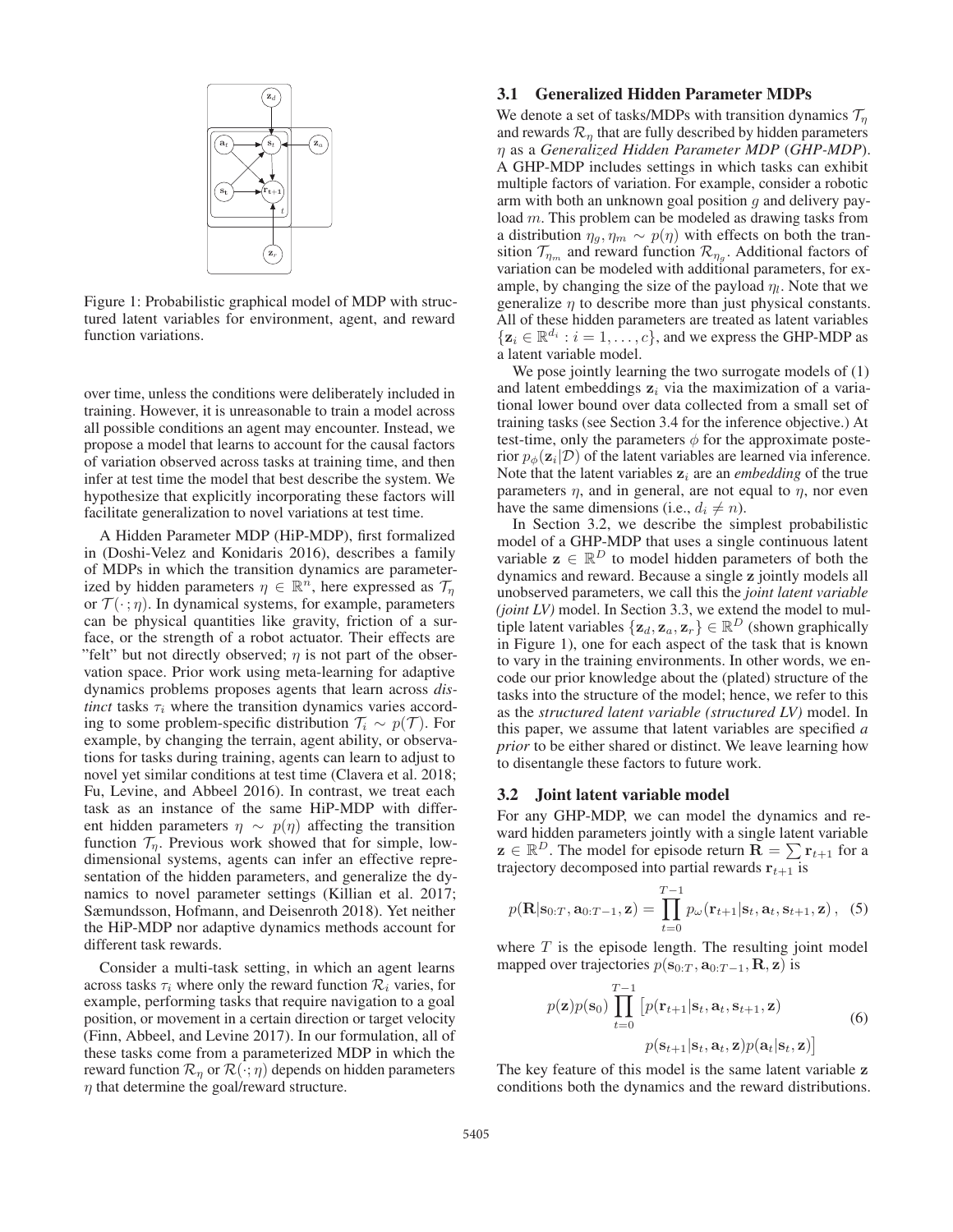Figure 1: Probabilistic graphical model of MDP with structured latent variables for environment, agent, and reward function variations.

over time, unless the conditions were deliberately included in training. However, it is unreasonable to train a model across all possible conditions an agent may encounter. Instead, we propose a model that learns to account for the causal factors of variation observed across tasks at training time, and then infer at test time the model that best describe the system. We hypothesize that explicitly incorporating these factors will facilitate generalization to novel variations at test time.

A Hidden Parameter MDP (HiP-MDP), first formalized in (Doshi-Velez and Konidaris 2016), describes a family of MDPs in which the transition dynamics are parameterized by hidden parameters $\eta \in \mathbb{R}^n$, here expressed as $\mathcal{T}_\eta$ or $\mathcal{T}(\cdot;\eta)$. In dynamical systems, for example, parameters can be physical quantities like gravity, friction of a surface, or the strength of a robot actuator. Their effects are "felt" but not directly observed; $\eta$ is not part of the observation space. Prior work using meta-learning for adaptive dynamics problems proposes agents that learn across *distinct* tasks $\tau_i$ where the transition dynamics varies according to some problem-specific distribution $\mathcal{T}_i \sim p(\mathcal{T})$. For example, by changing the terrain, agent ability, or observations for tasks during training, agents can learn to adjust to novel yet similar conditions at test time (Clavera et al. 2018; Fu, Levine, and Abbeel 2016). In contrast, we treat each task as an instance of the same HiP-MDP with different hidden parameters $\eta \sim p(\eta)$ affecting the transition function $\mathcal{T}_\eta$. Previous work showed that for simple, low-dimensional systems, agents can infer an effective representation of the hidden parameters, and generalize the dynamics to novel parameter settings (Killian et al. 2017; Sæmundsson, Hofmann, and Deisenroth 2018). Yet neither the HiP-MDP nor adaptive dynamics methods account for different task rewards.

Consider a multi-task setting, in which an agent learns across tasks $\tau_i$ where only the reward function $\mathcal{R}_i$ varies, for example, performing tasks that require navigation to a goal position, or movement in a certain direction or target velocity (Finn, Abbeel, and Levine 2017). In our formulation, all of these tasks come from a parameterized MDP in which the reward function $\mathcal{R}_\eta$ or $\mathcal{R}(\cdot;\eta)$ depends on hidden parameters $\eta$ that determine the goal/reward structure.

### 3.1 Generalized Hidden Parameter MDPs

We denote a set of tasks/MDPs with transition dynamics $\mathcal{T}_\eta$ and rewards $\mathcal{R}_\eta$ that are fully described by hidden parameters $\eta$ as a *Generalized Hidden Parameter MDP* (*GHP-MDP*). A GHP-MDP includes settings in which tasks can exhibit multiple factors of variation. For example, consider a robotic arm with both an unknown goal position $g$ and delivery payload $m$. This problem can be modeled as drawing tasks from a distribution $\eta_g, \eta_m \sim p(\eta)$ with effects on both the transition $\mathcal{T}_{\eta_m}$ and reward function $\mathcal{R}_{\eta_g}$. Additional factors of variation can be modeled with additional parameters, for example, by changing the size of the payload $\eta_l$. Note that we generalize $\eta$ to describe more than just physical constants. All of these hidden parameters are treated as latent variables $\{\mathbf{z}_i \in \mathbb{R}^{d_i} : i = 1, \ldots, c\}$, and we express the GHP-MDP as a latent variable model.

We pose jointly learning the two surrogate models of (1) and latent embeddings $\mathbf{z}_i$ via the maximization of a variational lower bound over data collected from a small set of training tasks (see Section 3.4 for the inference objective.) At test-time, only the parameters $\phi$ for the approximate posterior $p_\phi(\mathbf{z}_i|\mathcal{D})$ of the latent variables are learned via inference. Note that the latent variables $\mathbf{z}_i$ are an *embedding* of the true parameters $\eta$, and in general, are not equal to $\eta$, nor even have the same dimensions (i.e., $d_i \neq n$).

In Section 3.2, we describe the simplest probabilistic model of a GHP-MDP that uses a single continuous latent variable $\mathbf{z} \in \mathbb{R}^D$ to model hidden parameters of both the dynamics and reward. Because a single $\mathbf{z}$ jointly models all unobserved parameters, we call this the *joint latent variable (joint LV)* model. In Section 3.3, we extend the model to multiple latent variables $\{\mathbf{z}_d, \mathbf{z}_a, \mathbf{z}_r\} \in \mathbb{R}^D$ (shown graphically in Figure 1), one for each aspect of the task that is known to vary in the training environments. In other words, we encode our prior knowledge about the (plated) structure of the tasks into the structure of the model; hence, we refer to this as the *structured latent variable (structured LV)* model. In this paper, we assume that latent variables are specified *a prior* to be either shared or distinct. We leave learning how to disentangle these factors to future work.

### 3.2 Joint latent variable model

For any GHP-MDP, we can model the dynamics and reward hidden parameters jointly with a single latent variable $\mathbf{z} \in \mathbb{R}^D$. The model for episode return $\mathbf{R} = \sum \mathbf{r}_{t+1}$ for a trajectory decomposed into partial rewards $\mathbf{r}_{t+1}$ is

$$p(\mathbf{R}|\mathbf{s}_{0:T}, \mathbf{a}_{0:T-1}, \mathbf{z}) = \prod_{t=0}^{T-1} p_\omega(\mathbf{r}_{t+1}|\mathbf{s}_t, \mathbf{a}_t, \mathbf{s}_{t+1}, \mathbf{z}), \quad (5)$$

where $T$ is the episode length. The resulting joint model mapped over trajectories $p(\mathbf{s}_{0:T}, \mathbf{a}_{0:T-1}, \mathbf{R}, \mathbf{z})$ is

$$p(\mathbf{z})p(\mathbf{s}_0) \prod_{t=0}^{T-1} \big[p(\mathbf{r}_{t+1}|\mathbf{s}_t, \mathbf{a}_t, \mathbf{s}_{t+1}, \mathbf{z}) \, p(\mathbf{s}_{t+1}|\mathbf{s}_t, \mathbf{a}_t, \mathbf{z})p(\mathbf{a}_t|\mathbf{s}_t, \mathbf{z})\big] \quad (6)$$

The key feature of this model is the same latent variable $\mathbf{z}$ conditions both the dynamics and the reward distributions.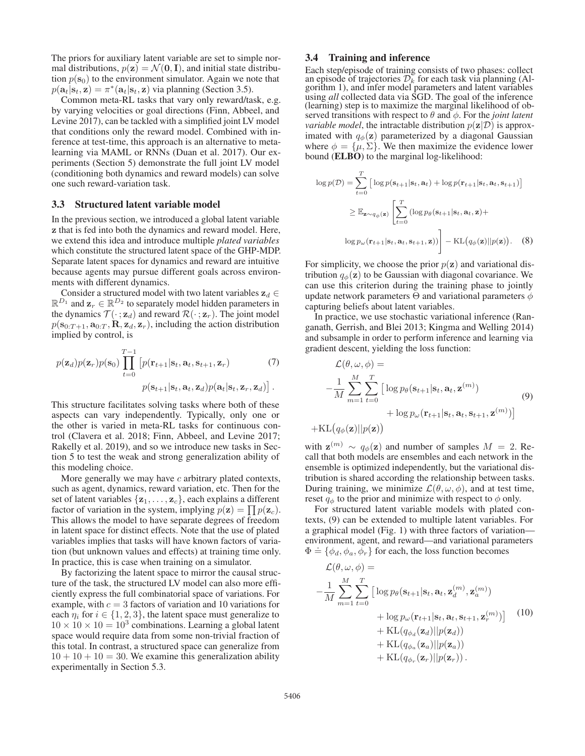The priors for auxiliary latent variable are set to simple normal distributions, $p(\mathbf{z}) = \mathcal{N}(\mathbf{0}, \mathbf{I})$, and initial state distribution $p(\mathbf{s}_0)$ to the environment simulator. Again we note that $p(\mathbf{a}_t|\mathbf{s}_t, \mathbf{z}) = \pi^*(\mathbf{a}_t|\mathbf{s}_t, \mathbf{z})$ via planning (Section 3.5).

Common meta-RL tasks that vary only reward/task, e.g. by varying velocities or goal directions (Finn, Abbeel, and Levine 2017), can be tackled with a simplified joint LV model that conditions only the reward model. Combined with inference at test-time, this approach is an alternative to meta-learning via MAML or RNNs (Duan et al. 2017). Our experiments (Section 5) demonstrate the full joint LV model (conditioning both dynamics and reward models) can solve one such reward-variation task.

### 3.3 Structured latent variable model

In the previous section, we introduced a global latent variable $\mathbf{z}$ that is fed into both the dynamics and reward model. Here, we extend this idea and introduce multiple *plated variables* which constitute the structured latent space of the GHP-MDP. Separate latent spaces for dynamics and reward are intuitive because agents may pursue different goals across environments with different dynamics.

Consider a structured model with two latent variables $\mathbf{z}_d \in \mathbb{R}^{D_1}$ and $\mathbf{z}_r \in \mathbb{R}^{D_2}$ to separately model hidden parameters in the dynamics $\mathcal{T}(\cdot\,; \mathbf{z}_d)$ and reward $\mathcal{R}(\cdot\,; \mathbf{z}_r)$. The joint model $p(\mathbf{s}_{0:T+1}, \mathbf{a}_{0:T}, \mathbf{R}, \mathbf{z}_d, \mathbf{z}_r)$, including the action distribution implied by control, is

$$p(\mathbf{z}_d)p(\mathbf{z}_r)p(\mathbf{s}_0) \prod_{t=0}^{T-1} \big[ p(\mathbf{r}_{t+1}|\mathbf{s}_t, \mathbf{a}_t, \mathbf{s}_{t+1}, \mathbf{z}_r) \\ p(\mathbf{s}_{t+1}|\mathbf{s}_t, \mathbf{a}_t, \mathbf{z}_d) p(\mathbf{a}_t|\mathbf{s}_t, \mathbf{z}_r, \mathbf{z}_d) \big]. \quad (7)$$

This structure facilitates solving tasks where both of these aspects can vary independently. Typically, only one or the other is varied in meta-RL tasks for continuous control (Clavera et al. 2018; Finn, Abbeel, and Levine 2017; Rakelly et al. 2019), and so we introduce new tasks in Section 5 to test the weak and strong generalization ability of this modeling choice.

More generally we may have $c$ arbitrary plated contexts, such as agent, dynamics, reward variation, etc. Then for the set of latent variables $\{\mathbf{z}_1, \ldots, \mathbf{z}_c\}$, each explains a different factor of variation in the system, implying $p(\mathbf{z}) = \prod p(\mathbf{z}_c)$. This allows the model to have separate degrees of freedom in latent space for distinct effects. Note that the use of plated variables implies that tasks will have known factors of variation (but unknown values and effects) at training time only. In practice, this is case when training on a simulator.

By factorizing the latent space to mirror the causal structure of the task, the structured LV model can also more efficiently express the full combinatorial space of variations. For example, with $c = 3$ factors of variation and 10 variations for each $\eta_i$ for $i \in \{1, 2, 3\}$, the latent space must generalize to $10 \times 10 \times 10 = 10^3$ combinations. Learning a global latent space would require data from some non-trivial fraction of this total. In contrast, a structured space can generalize from $10 + 10 + 10 = 30$. We examine this generalization ability experimentally in Section 5.3.

### 3.4 Training and inference

Each step/episode of training consists of two phases: collect an episode of trajectories $\mathcal{D}_k$ for each task via planning (Algorithm 1), and infer model parameters and latent variables using *all* collected data via SGD. The goal of the inference (learning) step is to maximize the marginal likelihood of observed transitions with respect to $\theta$ and $\phi$. For the *joint latent variable model*, the intractable distribution $p(\mathbf{z}|\mathcal{D})$ is approximated with $q_\phi(\mathbf{z})$ parameterized by a diagonal Gaussian where $\phi = \{\mu, \Sigma\}$. We then maximize the evidence lower bound (**ELBO**) to the marginal log-likelihood:

$$\log p(\mathcal{D}) = \sum_{t=0}^{T} \big[ \log p(\mathbf{s}_{t+1}|\mathbf{s}_t, \mathbf{a}_t) + \log p(\mathbf{r}_{t+1}|\mathbf{s}_t, \mathbf{a}_t, \mathbf{s}_{t+1}) \big] \\ \geq \mathbb{E}_{\mathbf{z} \sim q_\phi(\mathbf{z})} \left[ \sum_{t=0}^{T} (\log p_\theta(\mathbf{s}_{t+1}|\mathbf{s}_t, \mathbf{a}_t, \mathbf{z}) + \\ \log p_\omega(\mathbf{r}_{t+1}|\mathbf{s}_t, \mathbf{a}_t, \mathbf{s}_{t+1}, \mathbf{z})) \right] - \mathrm{KL}\big(q_\phi(\mathbf{z})||p(\mathbf{z})\big). \quad (8)$$

For simplicity, we choose the prior $p(\mathbf{z})$ and variational distribution $q_\phi(\mathbf{z})$ to be Gaussian with diagonal covariance. We can use this criterion during the training phase to jointly update network parameters $\Theta$ and variational parameters $\phi$ capturing beliefs about latent variables.

In practice, we use stochastic variational inference (Ranganath, Gerrish, and Blei 2013; Kingma and Welling 2014) and subsample in order to perform inference and learning via gradient descent, yielding the loss function:

$$\mathcal{L}(\theta, \omega, \phi) = \\ -\frac{1}{M} \sum_{m=1}^{M} \sum_{t=0}^{T} \big[ \log p_\theta(\mathbf{s}_{t+1}|\mathbf{s}_t, \mathbf{a}_t, \mathbf{z}^{(m)}) \\ + \log p_\omega(\mathbf{r}_{t+1}|\mathbf{s}_t, \mathbf{a}_t, \mathbf{s}_{t+1}, \mathbf{z}^{(m)}) \big] \\ + \mathrm{KL}\big(q_\phi(\mathbf{z})||p(\mathbf{z})\big) \quad (9)$$

with $\mathbf{z}^{(m)} \sim q_\phi(\mathbf{z})$ and number of samples $M = 2$. Recall that both models are ensembles and each network in the ensemble is optimized independently, but the variational distribution is shared according the relationship between tasks. During training, we minimize $\mathcal{L}(\theta, \omega, \phi)$, and at test time, reset $q_\phi$ to the prior and minimize with respect to $\phi$ only.

For structured latent variable models with plated contexts, (9) can be extended to multiple latent variables. For a graphical model (Fig. 1) with three factors of variation—environment, agent, and reward—and variational parameters $\Phi \doteq \{\phi_d, \phi_a, \phi_r\}$ for each, the loss function becomes

$$\mathcal{L}(\theta, \omega, \phi) = \\ -\frac{1}{M} \sum_{m=1}^{M} \sum_{t=0}^{T} \big[ \log p_\theta(\mathbf{s}_{t+1}|\mathbf{s}_t, \mathbf{a}_t, \mathbf{z}_d^{(m)}, \mathbf{z}_a^{(m)}) \\ + \log p_\omega(\mathbf{r}_{t+1}|\mathbf{s}_t, \mathbf{a}_t, \mathbf{s}_{t+1}, \mathbf{z}_r^{(m)}) \big] \\ + \mathrm{KL}(q_{\phi_d}(\mathbf{z}_d)||p(\mathbf{z}_d)) \\ + \mathrm{KL}(q_{\phi_a}(\mathbf{z}_a)||p(\mathbf{z}_a)) \\ + \mathrm{KL}(q_{\phi_r}(\mathbf{z}_r)||p(\mathbf{z}_r)). \quad (10)$$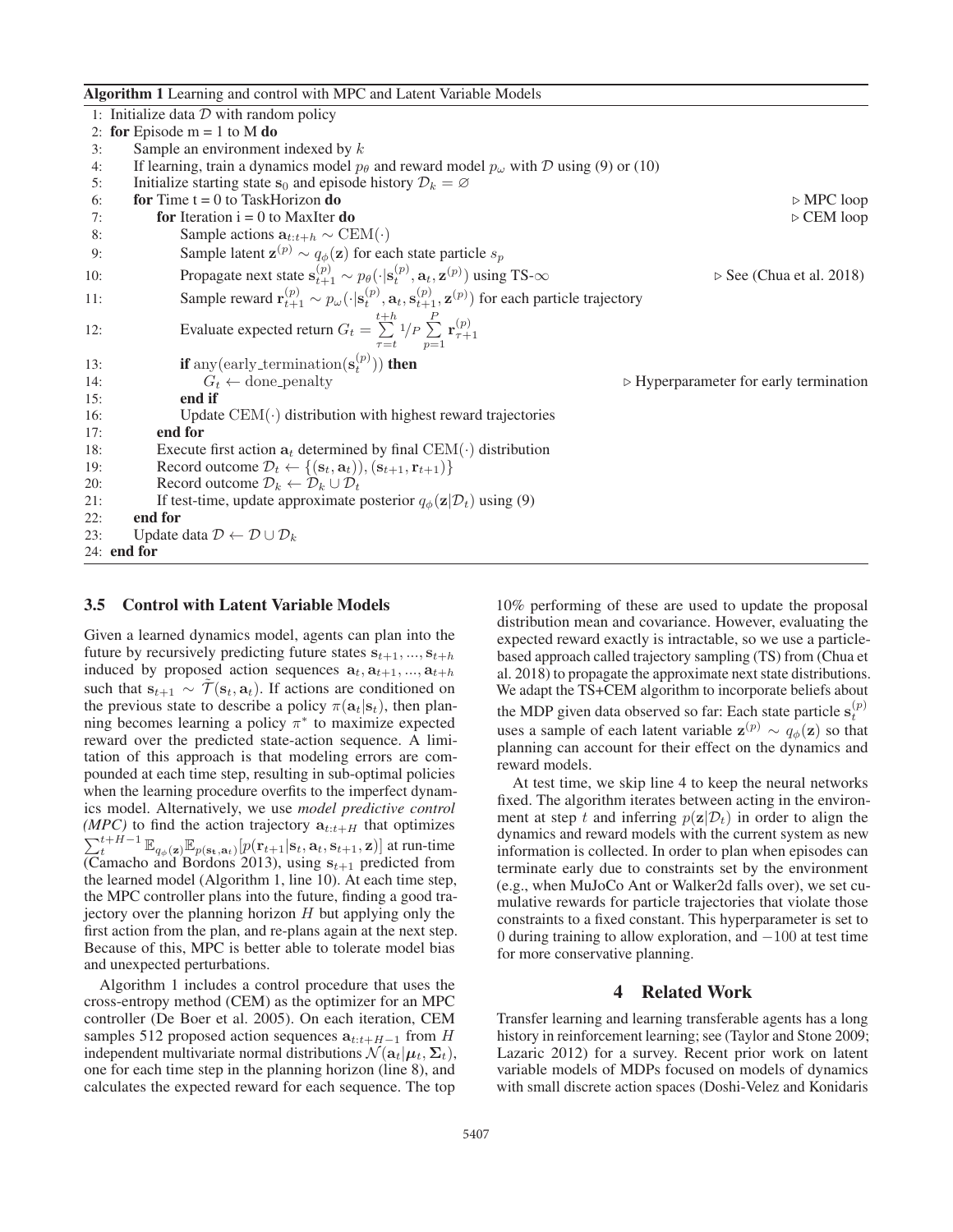**Algorithm 1** Learning and control with MPC and Latent Variable Models

```
1:  Initialize data D with random policy
2:  for Episode m = 1 to M do
3:      Sample an environment indexed by k
4:      If learning, train a dynamics model p_θ and reward model p_ω with D using (9) or (10)
5:      Initialize starting state s_0 and episode history D_k = ∅
6:      for Time t = 0 to TaskHorizon do                                        ▷ MPC loop
7:          for Iteration i = 0 to MaxIter do                                   ▷ CEM loop
8:              Sample actions a_{t:t+h} ~ CEM(·)
9:              Sample latent z^(p) ~ q_φ(z) for each state particle s_p
10:             Propagate next state s^(p)_{t+1} ~ p_θ(·|s^(p)_t, a_t, z^(p)) using TS-∞   ▷ See (Chua et al. 2018)
11:             Sample reward r^(p)_{t+1} ~ p_ω(·|s^(p)_t, a_t, s^(p)_{t+1}, z^(p)) for each particle trajectory
12:             Evaluate expected return G_t = Σ_{τ=t}^{t+h} 1/P Σ_{p=1}^{P} r^(p)_{τ+1}
13:             if any(early_termination(s^(p)_t)) then
14:                 G_t ← done_penalty                          ▷ Hyperparameter for early termination
15:             end if
16:             Update CEM(·) distribution with highest reward trajectories
17:         end for
18:         Execute first action a_t determined by final CEM(·) distribution
19:         Record outcome D_t ← {(s_t, a_t)), (s_{t+1}, r_{t+1})}
20:         Record outcome D_k ← D_k ∪ D_t
21:         If test-time, update approximate posterior q_φ(z|D_t) using (9)
22:     end for
23:     Update data D ← D ∪ D_k
24: end for
```

### 3.5 Control with Latent Variable Models

Given a learned dynamics model, agents can plan into the future by recursively predicting future states $\mathbf{s}_{t+1}, ..., \mathbf{s}_{t+h}$ induced by proposed action sequences $\mathbf{a}_t, \mathbf{a}_{t+1}, ..., \mathbf{a}_{t+h}$ such that $\mathbf{s}_{t+1} \sim \tilde{\mathcal{T}}(\mathbf{s}_t, \mathbf{a}_t)$. If actions are conditioned on the previous state to describe a policy $\pi(\mathbf{a}_t|\mathbf{s}_t)$, then planning becomes learning a policy $\pi^*$ to maximize expected reward over the predicted state-action sequence. A limitation of this approach is that modeling errors are compounded at each time step, resulting in sub-optimal policies when the learning procedure overfits to the imperfect dynamics model. Alternatively, we use *model predictive control (MPC)* to find the action trajectory $\mathbf{a}_{t:t+H}$ that optimizes $\sum_t^{t+H-1} \mathbb{E}_{q_\phi(\mathbf{z})}\mathbb{E}_{p(\mathbf{s_t},\mathbf{a}_t)}[p(\mathbf{r}_{t+1}|\mathbf{s}_t, \mathbf{a}_t, \mathbf{s}_{t+1}, \mathbf{z})]$ at run-time (Camacho and Bordons 2013), using $\mathbf{s}_{t+1}$ predicted from the learned model (Algorithm 1, line 10). At each time step, the MPC controller plans into the future, finding a good trajectory over the planning horizon $H$ but applying only the first action from the plan, and re-plans again at the next step. Because of this, MPC is better able to tolerate model bias and unexpected perturbations.

Algorithm 1 includes a control procedure that uses the cross-entropy method (CEM) as the optimizer for an MPC controller (De Boer et al. 2005). On each iteration, CEM samples 512 proposed action sequences $\mathbf{a}_{t:t+H-1}$ from $H$ independent multivariate normal distributions $\mathcal{N}(\mathbf{a}_t|\boldsymbol{\mu}_t, \boldsymbol{\Sigma}_t)$, one for each time step in the planning horizon (line 8), and calculates the expected reward for each sequence. The top 10% performing of these are used to update the proposal distribution mean and covariance. However, evaluating the expected reward exactly is intractable, so we use a particle-based approach called trajectory sampling (TS) from (Chua et al. 2018) to propagate the approximate next state distributions. We adapt the TS+CEM algorithm to incorporate beliefs about the MDP given data observed so far: Each state particle $\mathbf{s}_t^{(p)}$ uses a sample of each latent variable $\mathbf{z}^{(p)} \sim q_\phi(\mathbf{z})$ so that planning can account for their effect on the dynamics and reward models.

At test time, we skip line 4 to keep the neural networks fixed. The algorithm iterates between acting in the environment at step $t$ and inferring $p(\mathbf{z}|\mathcal{D}_t)$ in order to align the dynamics and reward models with the current system as new information is collected. In order to plan when episodes can terminate early due to constraints set by the environment (e.g., when MuJoCo Ant or Walker2d falls over), we set cumulative rewards for particle trajectories that violate those constraints to a fixed constant. This hyperparameter is set to 0 during training to allow exploration, and $-100$ at test time for more conservative planning.

## 4 Related Work

Transfer learning and learning transferable agents has a long history in reinforcement learning; see (Taylor and Stone 2009; Lazaric 2012) for a survey. Recent prior work on latent variable models of MDPs focused on models of dynamics with small discrete action spaces (Doshi-Velez and Konidaris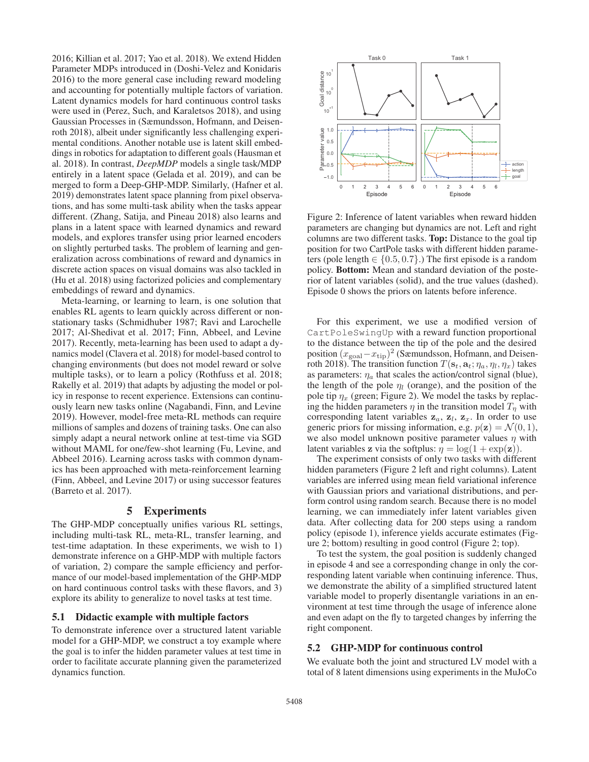2016; Killian et al. 2017; Yao et al. 2018). We extend Hidden Parameter MDPs introduced in (Doshi-Velez and Konidaris 2016) to the more general case including reward modeling and accounting for potentially multiple factors of variation. Latent dynamics models for hard continuous control tasks were used in (Perez, Such, and Karaletsos 2018), and using Gaussian Processes in (Sæmundsson, Hofmann, and Deisenroth 2018), albeit under significantly less challenging experimental conditions. Another notable use is latent skill embeddings in robotics for adaptation to different goals (Hausman et al. 2018). In contrast, *DeepMDP* models a single task/MDP entirely in a latent space (Gelada et al. 2019), and can be merged to form a Deep-GHP-MDP. Similarly, (Hafner et al. 2019) demonstrates latent space planning from pixel observations, and has some multi-task ability when the tasks appear different. (Zhang, Satija, and Pineau 2018) also learns and plans in a latent space with learned dynamics and reward models, and explores transfer using prior learned encoders on slightly perturbed tasks. The problem of learning and generalization across combinations of reward and dynamics in discrete action spaces on visual domains was also tackled in (Hu et al. 2018) using factorized policies and complementary embeddings of reward and dynamics.

Meta-learning, or learning to learn, is one solution that enables RL agents to learn quickly across different or non-stationary tasks (Schmidhuber 1987; Ravi and Larochelle 2017; Al-Shedivat et al. 2017; Finn, Abbeel, and Levine 2017). Recently, meta-learning has been used to adapt a dynamics model (Clavera et al. 2018) for model-based control to changing environments (but does not model reward or solve multiple tasks), or to learn a policy (Rothfuss et al. 2018; Rakelly et al. 2019) that adapts by adjusting the model or policy in response to recent experience. Extensions can continuously learn new tasks online (Nagabandi, Finn, and Levine 2019). However, model-free meta-RL methods can require millions of samples and dozens of training tasks. One can also simply adapt a neural network online at test-time via SGD without MAML for one/few-shot learning (Fu, Levine, and Abbeel 2016). Learning across tasks with common dynamics has been approached with meta-reinforcement learning (Finn, Abbeel, and Levine 2017) or using successor features (Barreto et al. 2017).

## 5 Experiments

The GHP-MDP conceptually unifies various RL settings, including multi-task RL, meta-RL, transfer learning, and test-time adaptation. In these experiments, we wish to 1) demonstrate inference on a GHP-MDP with multiple factors of variation, 2) compare the sample efficiency and performance of our model-based implementation of the GHP-MDP on hard continuous control tasks with these flavors, and 3) explore its ability to generalize to novel tasks at test time.

### 5.1 Didactic example with multiple factors

To demonstrate inference over a structured latent variable model for a GHP-MDP, we construct a toy example where the goal is to infer the hidden parameter values at test time in order to facilitate accurate planning given the parameterized dynamics function.

Figure 2: Inference of latent variables when reward hidden parameters are changing but dynamics are not. Left and right columns are two different tasks. **Top:** Distance to the goal tip position for two CartPole tasks with different hidden parameters (pole length $\in \{0.5, 0.7\}$.) The first episode is a random policy. **Bottom:** Mean and standard deviation of the posterior of latent variables (solid), and the true values (dashed). Episode 0 shows the priors on latents before inference.

For this experiment, we use a modified version of `CartPoleSwingUp` with a reward function proportional to the distance between the tip of the pole and the desired position $(x_{\text{goal}} - x_{\text{tip}})^2$ (Sæmundsson, Hofmann, and Deisenroth 2018). The transition function $T(\mathbf{s}_t, \mathbf{a}_t; \eta_a, \eta_l, \eta_x)$ takes as parameters: $\eta_a$ that scales the action/control signal (blue), the length of the pole $\eta_l$ (orange), and the position of the pole tip $\eta_x$ (green; Figure 2). We model the tasks by replacing the hidden parameters $\eta$ in the transition model $T_\eta$ with corresponding latent variables $\mathbf{z}_a$, $\mathbf{z}_l$, $\mathbf{z}_x$. In order to use generic priors for missing information, e.g. $p(\mathbf{z}) = \mathcal{N}(0, 1)$, we also model unknown positive parameter values $\eta$ with latent variables $\mathbf{z}$ via the softplus: $\eta = \log(1 + \exp(\mathbf{z}))$.

The experiment consists of only two tasks with different hidden parameters (Figure 2 left and right columns). Latent variables are inferred using mean field variational inference with Gaussian priors and variational distributions, and perform control using random search. Because there is no model learning, we can immediately infer latent variables given data. After collecting data for 200 steps using a random policy (episode 1), inference yields accurate estimates (Figure 2; bottom) resulting in good control (Figure 2; top).

To test the system, the goal position is suddenly changed in episode 4 and see a corresponding change in only the corresponding latent variable when continuing inference. Thus, we demonstrate the ability of a simplified structured latent variable model to properly disentangle variations in an environment at test time through the usage of inference alone and even adapt on the fly to targeted changes by inferring the right component.

### 5.2 GHP-MDP for continuous control

We evaluate both the joint and structured LV model with a total of 8 latent dimensions using experiments in the MuJoCo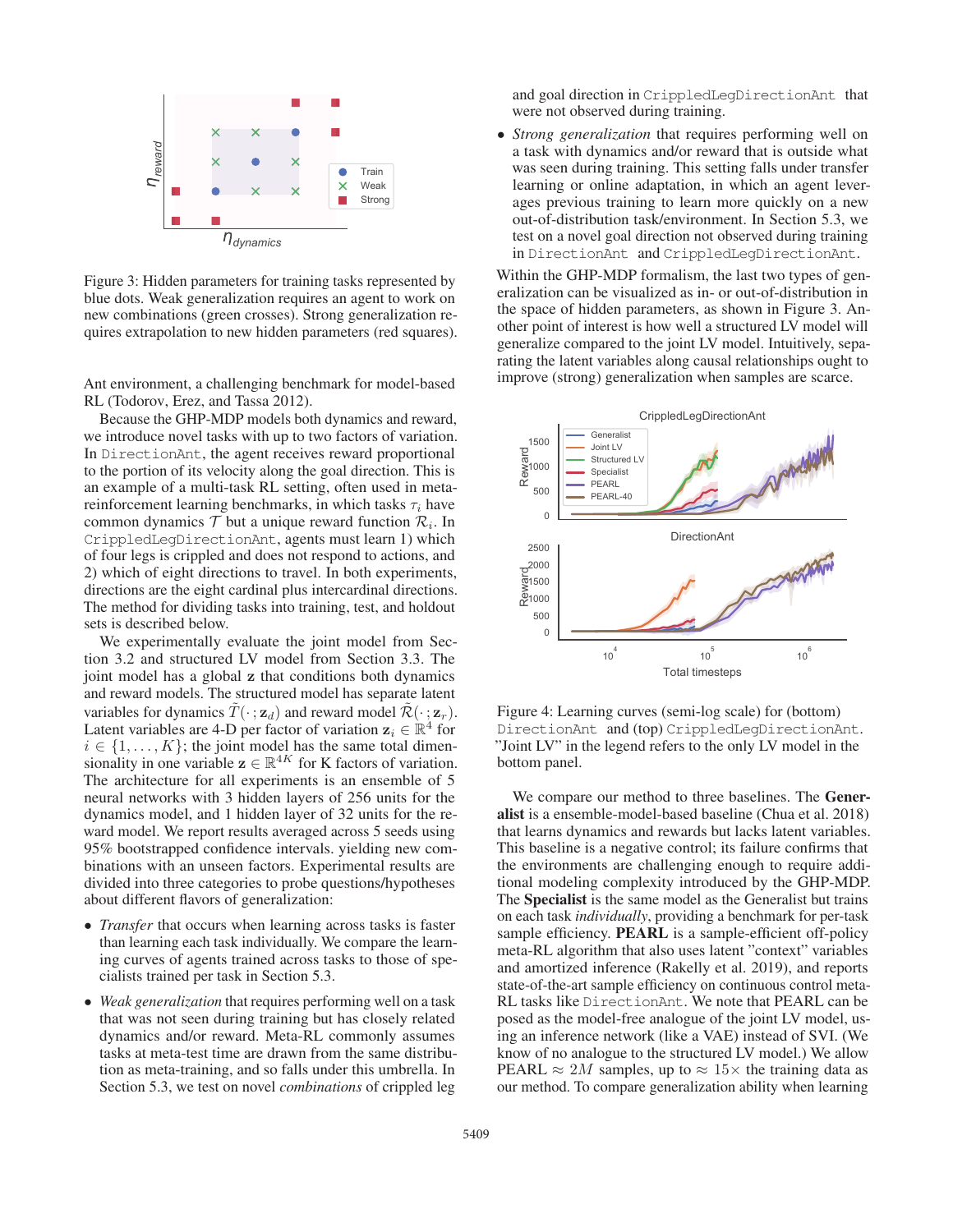Figure 3: Hidden parameters for training tasks represented by blue dots. Weak generalization requires an agent to work on new combinations (green crosses). Strong generalization requires extrapolation to new hidden parameters (red squares).

Ant environment, a challenging benchmark for model-based RL (Todorov, Erez, and Tassa 2012).

Because the GHP-MDP models both dynamics and reward, we introduce novel tasks with up to two factors of variation. In `DirectionAnt`, the agent receives reward proportional to the portion of its velocity along the goal direction. This is an example of a multi-task RL setting, often used in meta-reinforcement learning benchmarks, in which tasks $\tau_i$ have common dynamics $\mathcal{T}$ but a unique reward function $\mathcal{R}_i$. In `CrippledLegDirectionAnt`, agents must learn 1) which of four legs is crippled and does not respond to actions, and 2) which of eight directions to travel. In both experiments, directions are the eight cardinal plus intercardinal directions. The method for dividing tasks into training, test, and holdout sets is described below.

We experimentally evaluate the joint model from Section 3.2 and structured LV model from Section 3.3. The joint model has a global $\mathbf{z}$ that conditions both dynamics and reward models. The structured model has separate latent variables for dynamics $\tilde{T}(\cdot; \mathbf{z}_d)$ and reward model $\tilde{\mathcal{R}}(\cdot; \mathbf{z}_r)$. Latent variables are 4-D per factor of variation $\mathbf{z}_i \in \mathbb{R}^4$ for $i \in \{1, \ldots, K\}$; the joint model has the same total dimensionality in one variable $\mathbf{z} \in \mathbb{R}^{4K}$ for K factors of variation. The architecture for all experiments is an ensemble of 5 neural networks with 3 hidden layers of 256 units for the dynamics model, and 1 hidden layer of 32 units for the reward model. We report results averaged across 5 seeds using 95% bootstrapped confidence intervals. yielding new combinations with an unseen factors. Experimental results are divided into three categories to probe questions/hypotheses about different flavors of generalization:

- *Transfer* that occurs when learning across tasks is faster than learning each task individually. We compare the learning curves of agents trained across tasks to those of specialists trained per task in Section 5.3.
- *Weak generalization* that requires performing well on a task that was not seen during training but has closely related dynamics and/or reward. Meta-RL commonly assumes tasks at meta-test time are drawn from the same distribution as meta-training, and so falls under this umbrella. In Section 5.3, we test on novel *combinations* of crippled leg and goal direction in `CrippledLegDirectionAnt` that were not observed during training.
- *Strong generalization* that requires performing well on a task with dynamics and/or reward that is outside what was seen during training. This setting falls under transfer learning or online adaptation, in which an agent leverages previous training to learn more quickly on a new out-of-distribution task/environment. In Section 5.3, we test on a novel goal direction not observed during training in `DirectionAnt` and `CrippledLegDirectionAnt`.

Within the GHP-MDP formalism, the last two types of generalization can be visualized as in- or out-of-distribution in the space of hidden parameters, as shown in Figure 3. Another point of interest is how well a structured LV model will generalize compared to the joint LV model. Intuitively, separating the latent variables along causal relationships ought to improve (strong) generalization when samples are scarce.

Figure 4: Learning curves (semi-log scale) for (bottom) `DirectionAnt` and (top) `CrippledLegDirectionAnt`. "Joint LV" in the legend refers to the only LV model in the bottom panel.

We compare our method to three baselines. The **Generalist** is a ensemble-model-based baseline (Chua et al. 2018) that learns dynamics and rewards but lacks latent variables. This baseline is a negative control; its failure confirms that the environments are challenging enough to require additional modeling complexity introduced by the GHP-MDP. The **Specialist** is the same model as the Generalist but trains on each task *individually*, providing a benchmark for per-task sample efficiency. **PEARL** is a sample-efficient off-policy meta-RL algorithm that also uses latent "context" variables and amortized inference (Rakelly et al. 2019), and reports state-of-the-art sample efficiency on continuous control meta-RL tasks like `DirectionAnt`. We note that PEARL can be posed as the model-free analogue of the joint LV model, using an inference network (like a VAE) instead of SVI. (We know of no analogue to the structured LV model.) We allow PEARL $\approx 2M$ samples, up to $\approx 15\times$ the training data as our method. To compare generalization ability when learning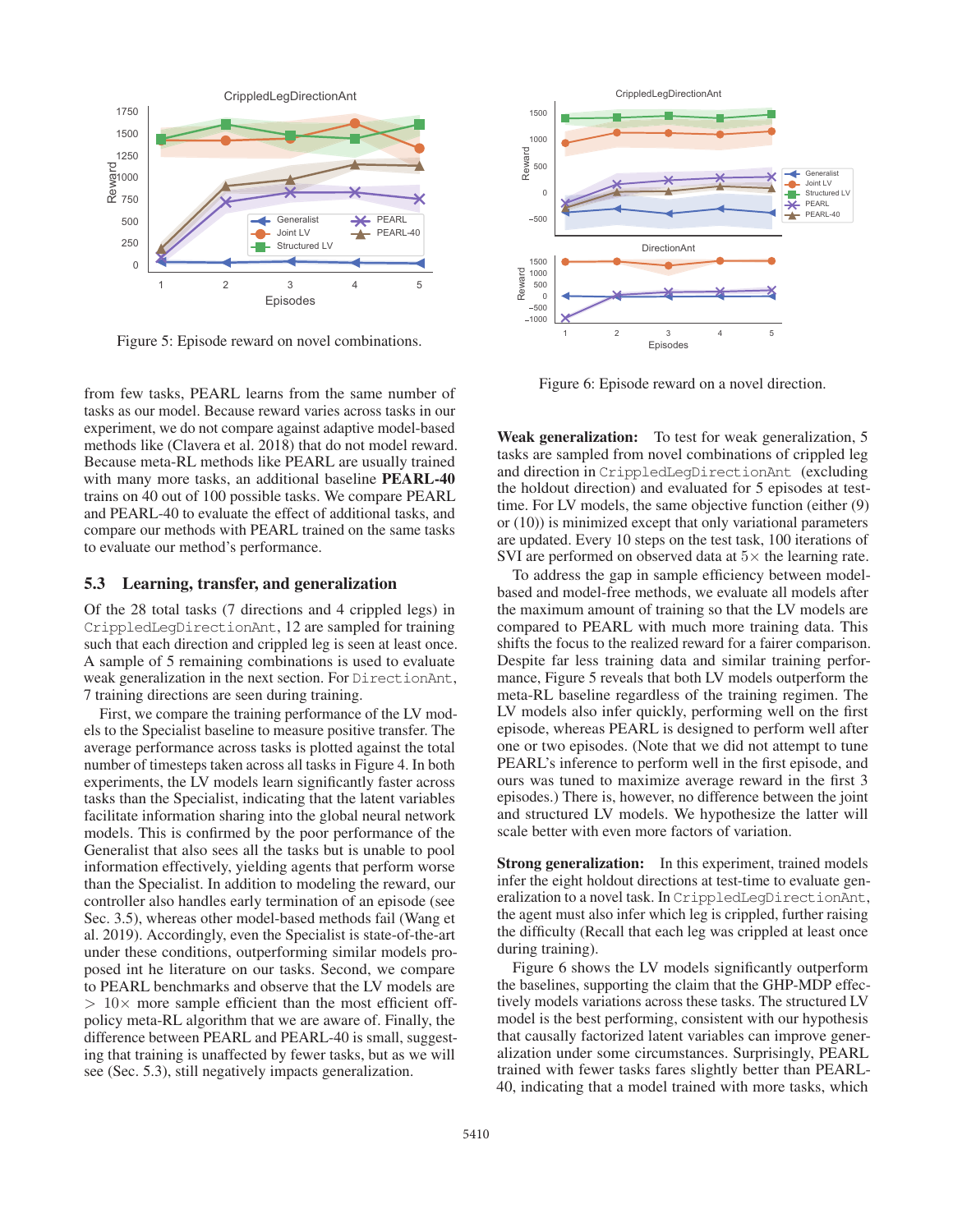Figure 5: Episode reward on novel combinations.

Figure 6: Episode reward on a novel direction.

from few tasks, PEARL learns from the same number of tasks as our model. Because reward varies across tasks in our experiment, we do not compare against adaptive model-based methods like (Clavera et al. 2018) that do not model reward. Because meta-RL methods like PEARL are usually trained with many more tasks, an additional baseline **PEARL-40** trains on 40 out of 100 possible tasks. We compare PEARL and PEARL-40 to evaluate the effect of additional tasks, and compare our methods with PEARL trained on the same tasks to evaluate our method's performance.

### 5.3 Learning, transfer, and generalization

Of the 28 total tasks (7 directions and 4 crippled legs) in `CrippledLegDirectionAnt`, 12 are sampled for training such that each direction and crippled leg is seen at least once. A sample of 5 remaining combinations is used to evaluate weak generalization in the next section. For `DirectionAnt`, 7 training directions are seen during training.

First, we compare the training performance of the LV models to the Specialist baseline to measure positive transfer. The average performance across tasks is plotted against the total number of timesteps taken across all tasks in Figure 4. In both experiments, the LV models learn significantly faster across tasks than the Specialist, indicating that the latent variables facilitate information sharing into the global neural network models. This is confirmed by the poor performance of the Generalist that also sees all the tasks but is unable to pool information effectively, yielding agents that perform worse than the Specialist. In addition to modeling the reward, our controller also handles early termination of an episode (see Sec. 3.5), whereas other model-based methods fail (Wang et al. 2019). Accordingly, even the Specialist is state-of-the-art under these conditions, outperforming similar models proposed int he literature on our tasks. Second, we compare to PEARL benchmarks and observe that the LV models are $> 10\times$ more sample efficient than the most efficient off-policy meta-RL algorithm that we are aware of. Finally, the difference between PEARL and PEARL-40 is small, suggesting that training is unaffected by fewer tasks, but as we will see (Sec. 5.3), still negatively impacts generalization.

**Weak generalization:** To test for weak generalization, 5 tasks are sampled from novel combinations of crippled leg and direction in `CrippledLegDirectionAnt` (excluding the holdout direction) and evaluated for 5 episodes at test-time. For LV models, the same objective function (either (9) or (10)) is minimized except that only variational parameters are updated. Every 10 steps on the test task, 100 iterations of SVI are performed on observed data at $5\times$ the learning rate.

To address the gap in sample efficiency between model-based and model-free methods, we evaluate all models after the maximum amount of training so that the LV models are compared to PEARL with much more training data. This shifts the focus to the realized reward for a fairer comparison. Despite far less training data and similar training performance, Figure 5 reveals that both LV models outperform the meta-RL baseline regardless of the training regimen. The LV models also infer quickly, performing well on the first episode, whereas PEARL is designed to perform well after one or two episodes. (Note that we did not attempt to tune PEARL's inference to perform well in the first episode, and ours was tuned to maximize average reward in the first 3 episodes.) There is, however, no difference between the joint and structured LV models. We hypothesize the latter will scale better with even more factors of variation.

**Strong generalization:** In this experiment, trained models infer the eight holdout directions at test-time to evaluate generalization to a novel task. In `CrippledLegDirectionAnt`, the agent must also infer which leg is crippled, further raising the difficulty (Recall that each leg was crippled at least once during training).

Figure 6 shows the LV models significantly outperform the baselines, supporting the claim that the GHP-MDP effectively models variations across these tasks. The structured LV model is the best performing, consistent with our hypothesis that causally factorized latent variables can improve generalization under some circumstances. Surprisingly, PEARL trained with fewer tasks fares slightly better than PEARL-40, indicating that a model trained with more tasks, which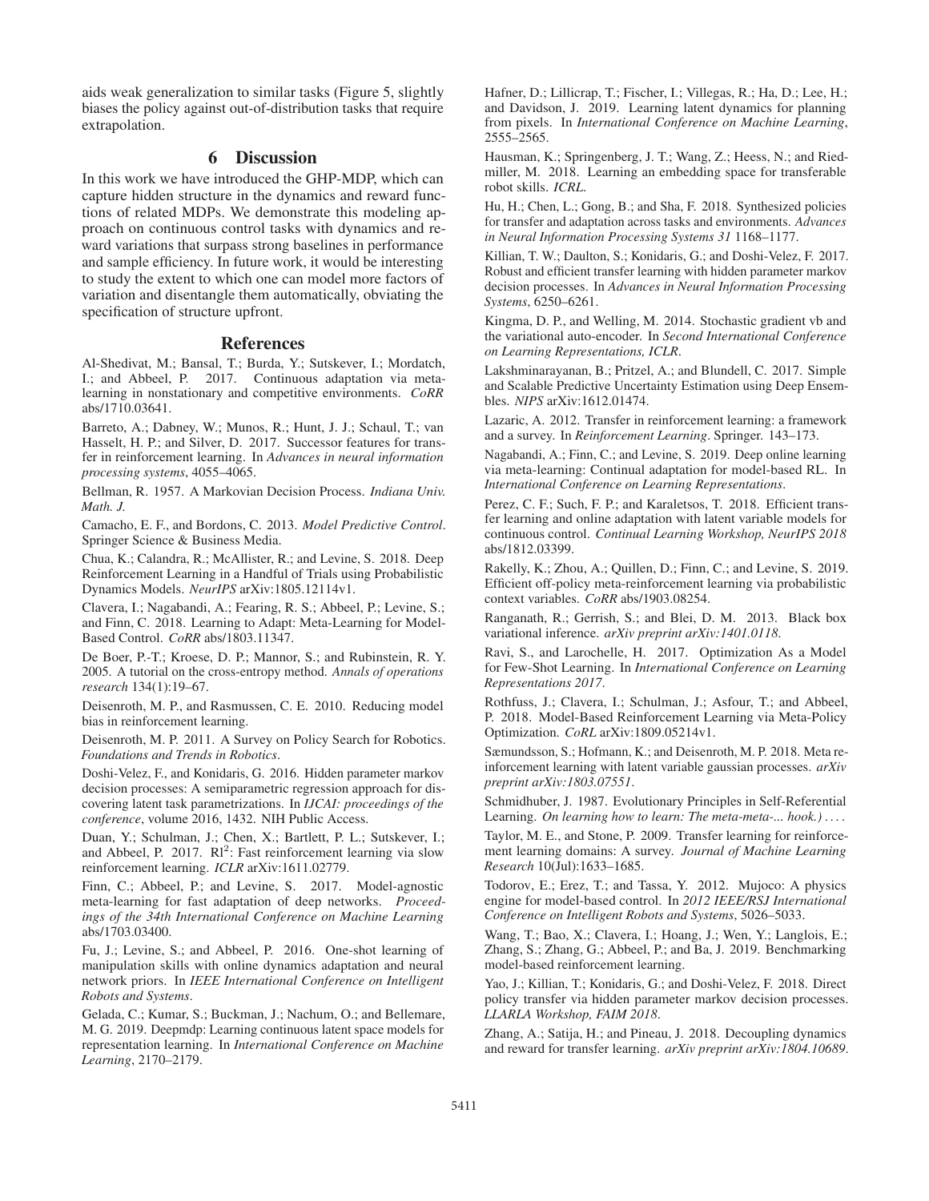aids weak generalization to similar tasks (Figure 5, slightly biases the policy against out-of-distribution tasks that require extrapolation.

## 6 Discussion

In this work we have introduced the GHP-MDP, which can capture hidden structure in the dynamics and reward functions of related MDPs. We demonstrate this modeling approach on continuous control tasks with dynamics and reward variations that surpass strong baselines in performance and sample efficiency. In future work, it would be interesting to study the extent to which one can model more factors of variation and disentangle them automatically, obviating the specification of structure upfront.

## References

Al-Shedivat, M.; Bansal, T.; Burda, Y.; Sutskever, I.; Mordatch, I.; and Abbeel, P. 2017. Continuous adaptation via meta-learning in nonstationary and competitive environments. *CoRR* abs/1710.03641.

Barreto, A.; Dabney, W.; Munos, R.; Hunt, J. J.; Schaul, T.; van Hasselt, H. P.; and Silver, D. 2017. Successor features for transfer in reinforcement learning. In *Advances in neural information processing systems*, 4055–4065.

Bellman, R. 1957. A Markovian Decision Process. *Indiana Univ. Math. J.*

Camacho, E. F., and Bordons, C. 2013. *Model Predictive Control*. Springer Science & Business Media.

Chua, K.; Calandra, R.; McAllister, R.; and Levine, S. 2018. Deep Reinforcement Learning in a Handful of Trials using Probabilistic Dynamics Models. *NeurIPS* arXiv:1805.12114v1.

Clavera, I.; Nagabandi, A.; Fearing, R. S.; Abbeel, P.; Levine, S.; and Finn, C. 2018. Learning to Adapt: Meta-Learning for Model-Based Control. *CoRR* abs/1803.11347.

De Boer, P.-T.; Kroese, D. P.; Mannor, S.; and Rubinstein, R. Y. 2005. A tutorial on the cross-entropy method. *Annals of operations research* 134(1):19–67.

Deisenroth, M. P., and Rasmussen, C. E. 2010. Reducing model bias in reinforcement learning.

Deisenroth, M. P. 2011. A Survey on Policy Search for Robotics. *Foundations and Trends in Robotics*.

Doshi-Velez, F., and Konidaris, G. 2016. Hidden parameter markov decision processes: A semiparametric regression approach for discovering latent task parametrizations. In *IJCAI: proceedings of the conference*, volume 2016, 1432. NIH Public Access.

Duan, Y.; Schulman, J.; Chen, X.; Bartlett, P. L.; Sutskever, I.; and Abbeel, P. 2017. $\mathrm{Rl}^2$: Fast reinforcement learning via slow reinforcement learning. *ICLR* arXiv:1611.02779.

Finn, C.; Abbeel, P.; and Levine, S. 2017. Model-agnostic meta-learning for fast adaptation of deep networks. *Proceedings of the 34th International Conference on Machine Learning* abs/1703.03400.

Fu, J.; Levine, S.; and Abbeel, P. 2016. One-shot learning of manipulation skills with online dynamics adaptation and neural network priors. In *IEEE International Conference on Intelligent Robots and Systems*.

Gelada, C.; Kumar, S.; Buckman, J.; Nachum, O.; and Bellemare, M. G. 2019. Deepmdp: Learning continuous latent space models for representation learning. In *International Conference on Machine Learning*, 2170–2179.

Hafner, D.; Lillicrap, T.; Fischer, I.; Villegas, R.; Ha, D.; Lee, H.; and Davidson, J. 2019. Learning latent dynamics for planning from pixels. In *International Conference on Machine Learning*, 2555–2565.

Hausman, K.; Springenberg, J. T.; Wang, Z.; Heess, N.; and Riedmiller, M. 2018. Learning an embedding space for transferable robot skills. *ICRL*.

Hu, H.; Chen, L.; Gong, B.; and Sha, F. 2018. Synthesized policies for transfer and adaptation across tasks and environments. *Advances in Neural Information Processing Systems 31* 1168–1177.

Killian, T. W.; Daulton, S.; Konidaris, G.; and Doshi-Velez, F. 2017. Robust and efficient transfer learning with hidden parameter markov decision processes. In *Advances in Neural Information Processing Systems*, 6250–6261.

Kingma, D. P., and Welling, M. 2014. Stochastic gradient vb and the variational auto-encoder. In *Second International Conference on Learning Representations, ICLR*.

Lakshminarayanan, B.; Pritzel, A.; and Blundell, C. 2017. Simple and Scalable Predictive Uncertainty Estimation using Deep Ensembles. *NIPS* arXiv:1612.01474.

Lazaric, A. 2012. Transfer in reinforcement learning: a framework and a survey. In *Reinforcement Learning*. Springer. 143–173.

Nagabandi, A.; Finn, C.; and Levine, S. 2019. Deep online learning via meta-learning: Continual adaptation for model-based RL. In *International Conference on Learning Representations*.

Perez, C. F.; Such, F. P.; and Karaletsos, T. 2018. Efficient transfer learning and online adaptation with latent variable models for continuous control. *Continual Learning Workshop, NeurIPS 2018* abs/1812.03399.

Rakelly, K.; Zhou, A.; Quillen, D.; Finn, C.; and Levine, S. 2019. Efficient off-policy meta-reinforcement learning via probabilistic context variables. *CoRR* abs/1903.08254.

Ranganath, R.; Gerrish, S.; and Blei, D. M. 2013. Black box variational inference. *arXiv preprint arXiv:1401.0118.*

Ravi, S., and Larochelle, H. 2017. Optimization As a Model for Few-Shot Learning. In *International Conference on Learning Representations 2017*.

Rothfuss, J.; Clavera, I.; Schulman, J.; Asfour, T.; and Abbeel, P. 2018. Model-Based Reinforcement Learning via Meta-Policy Optimization. *CoRL* arXiv:1809.05214v1.

Sæmundsson, S.; Hofmann, K.; and Deisenroth, M. P. 2018. Meta reinforcement learning with latent variable gaussian processes. *arXiv preprint arXiv:1803.07551*.

Schmidhuber, J. 1987. Evolutionary Principles in Self-Referential Learning. *On learning how to learn: The meta-meta-... hook.) ....*

Taylor, M. E., and Stone, P. 2009. Transfer learning for reinforcement learning domains: A survey. *Journal of Machine Learning Research* 10(Jul):1633–1685.

Todorov, E.; Erez, T.; and Tassa, Y. 2012. Mujoco: A physics engine for model-based control. In *2012 IEEE/RSJ International Conference on Intelligent Robots and Systems*, 5026–5033.

Wang, T.; Bao, X.; Clavera, I.; Hoang, J.; Wen, Y.; Langlois, E.; Zhang, S.; Zhang, G.; Abbeel, P.; and Ba, J. 2019. Benchmarking model-based reinforcement learning.

Yao, J.; Killian, T.; Konidaris, G.; and Doshi-Velez, F. 2018. Direct policy transfer via hidden parameter markov decision processes. *LLARLA Workshop, FAIM 2018*.

Zhang, A.; Satija, H.; and Pineau, J. 2018. Decoupling dynamics and reward for transfer learning. *arXiv preprint arXiv:1804.10689*.